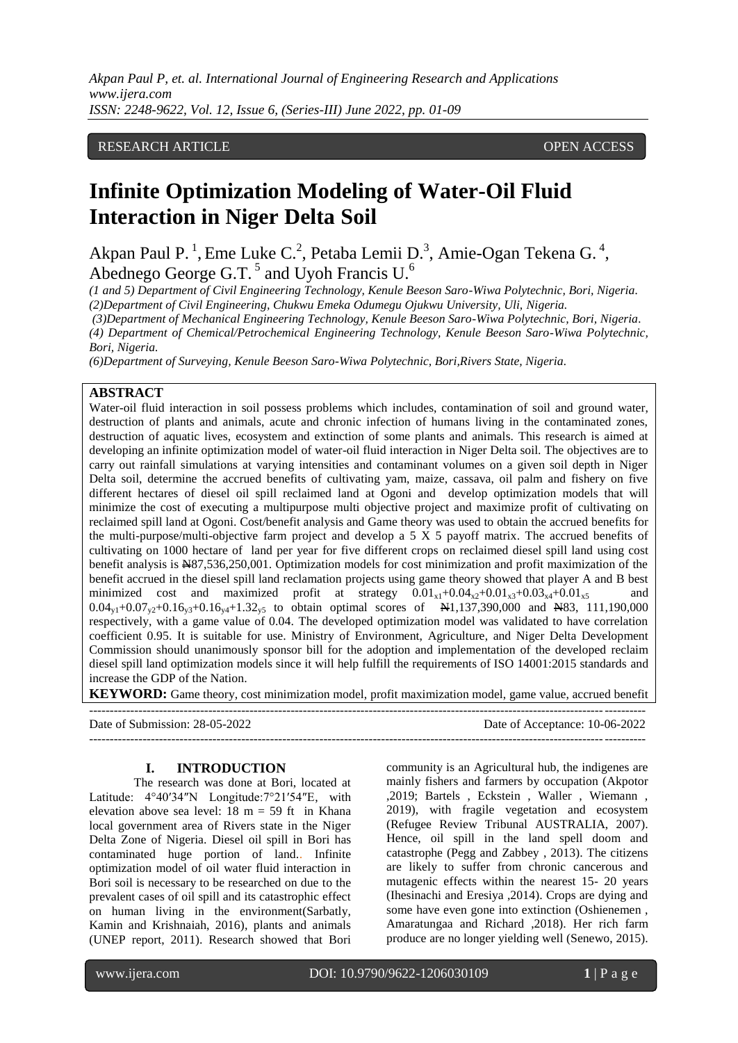RESEARCH ARTICLE OPEN ACCESS

# Infinite Optimization Modeling of Water-Oil Fluid Interaction in Niger Delta Soil

Akpan Paul P.[1], Eme Luke C.[2], Petaba Lemii D.[3], Amie-Ogan Tekena G.[4], Abednego George G.T.[5] and Uyoh Francis U.[6]

*(1 and 5) Department of Civil Engineering Technology, Kenule Beeson Saro-Wiwa Polytechnic, Bori, Nigeria.*
*(2)Department of Civil Engineering, Chukwu Emeka Odumegu Ojukwu University, Uli, Nigeria.*
*(3)Department of Mechanical Engineering Technology, Kenule Beeson Saro-Wiwa Polytechnic, Bori, Nigeria.*
*(4) Department of Chemical/Petrochemical Engineering Technology, Kenule Beeson Saro-Wiwa Polytechnic, Bori, Nigeria.*
*(6)Department of Surveying, Kenule Beeson Saro-Wiwa Polytechnic, Bori,Rivers State, Nigeria.*

## ABSTRACT

Water-oil fluid interaction in soil possess problems which includes, contamination of soil and ground water, destruction of plants and animals, acute and chronic infection of humans living in the contaminated zones, destruction of aquatic lives, ecosystem and extinction of some plants and animals. This research is aimed at developing an infinite optimization model of water-oil fluid interaction in Niger Delta soil. The objectives are to carry out rainfall simulations at varying intensities and contaminant volumes on a given soil depth in Niger Delta soil, determine the accrued benefits of cultivating yam, maize, cassava, oil palm and fishery on five different hectares of diesel oil spill reclaimed land at Ogoni and develop optimization models that will minimize the cost of executing a multipurpose multi objective project and maximize profit of cultivating on reclaimed spill land at Ogoni. Cost/benefit analysis and Game theory was used to obtain the accrued benefits for the multi-purpose/multi-objective farm project and develop a 5 X 5 payoff matrix. The accrued benefits of cultivating on 1000 hectare of land per year for five different crops on reclaimed diesel spill land using cost benefit analysis is ₦87,536,250,001. Optimization models for cost minimization and profit maximization of the benefit accrued in the diesel spill land reclamation projects using game theory showed that player A and B best minimized cost and maximized profit at strategy $0.01_{x1}+0.04_{x2}+0.01_{x3}+0.03_{x4}+0.01_{x5}$ and $0.04_{y1}+0.07_{y2}+0.16_{y3}+0.16_{y4}+1.32_{y5}$ to obtain optimal scores of ₦1,137,390,000 and ₦83, 111,190,000 respectively, with a game value of 0.04. The developed optimization model was validated to have correlation coefficient 0.95. It is suitable for use. Ministry of Environment, Agriculture, and Niger Delta Development Commission should unanimously sponsor bill for the adoption and implementation of the developed reclaim diesel spill land optimization models since it will help fulfill the requirements of ISO 14001:2015 standards and increase the GDP of the Nation.

**KEYWORD:** Game theory, cost minimization model, profit maximization model, game value, accrued benefit

---

Date of Submission: 28-05-2022 Date of Acceptance: 10-06-2022

---

## I. INTRODUCTION

The research was done at Bori, located at Latitude: 4°40′34″N Longitude:7°21′54″E, with elevation above sea level: 18 m = 59 ft in Khana local government area of Rivers state in the Niger Delta Zone of Nigeria. Diesel oil spill in Bori has contaminated huge portion of land.. Infinite optimization model of oil water fluid interaction in Bori soil is necessary to be researched on due to the prevalent cases of oil spill and its catastrophic effect on human living in the environment(Sarbatly, Kamin and Krishnaiah, 2016), plants and animals (UNEP report, 2011). Research showed that Bori community is an Agricultural hub, the indigenes are mainly fishers and farmers by occupation (Akpotor ,2019; Bartels , Eckstein , Waller , Wiemann , 2019), with fragile vegetation and ecosystem (Refugee Review Tribunal AUSTRALIA, 2007). Hence, oil spill in the land spell doom and catastrophe (Pegg and Zabbey , 2013). The citizens are likely to suffer from chronic cancerous and mutagenic effects within the nearest 15- 20 years (Ihesinachi and Eresiya ,2014). Crops are dying and some have even gone into extinction (Oshienemen , Amaratungaa and Richard ,2018). Her rich farm produce are no longer yielding well (Senewo, 2015).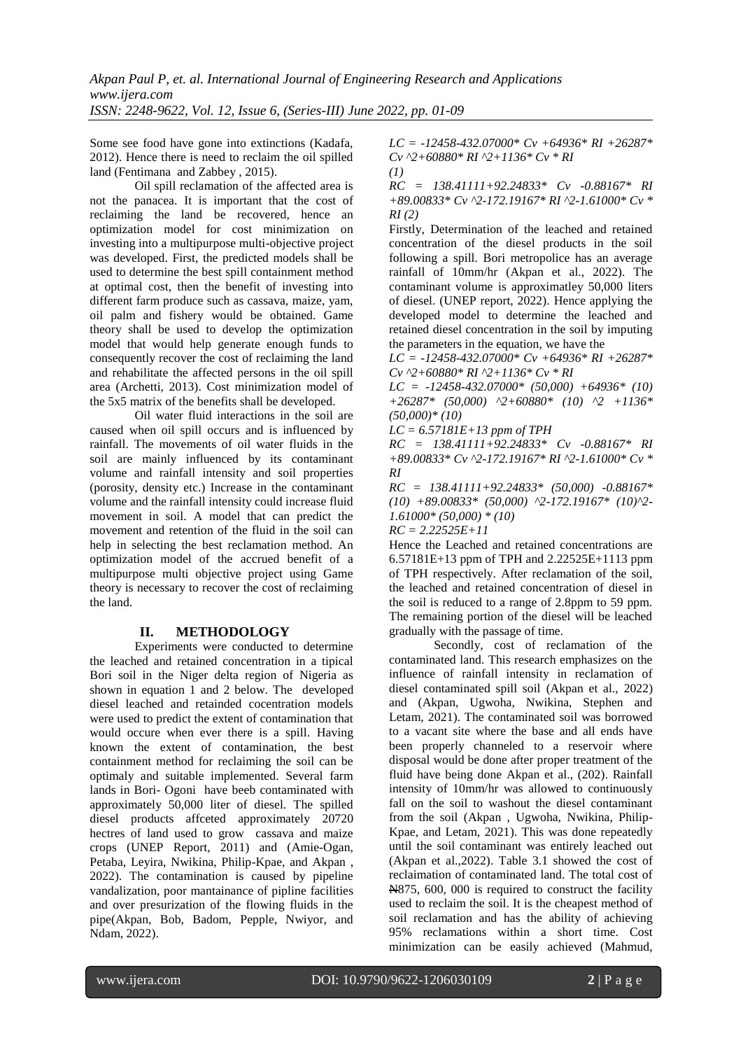Some see food have gone into extinctions (Kadafa, 2012). Hence there is need to reclaim the oil spilled land (Fentimana and Zabbey , 2015).

Oil spill reclamation of the affected area is not the panacea. It is important that the cost of reclaiming the land be recovered, hence an optimization model for cost minimization on investing into a multipurpose multi-objective project was developed. First, the predicted models shall be used to determine the best spill containment method at optimal cost, then the benefit of investing into different farm produce such as cassava, maize, yam, oil palm and fishery would be obtained. Game theory shall be used to develop the optimization model that would help generate enough funds to consequently recover the cost of reclaiming the land and rehabilitate the affected persons in the oil spill area (Archetti, 2013). Cost minimization model of the 5x5 matrix of the benefits shall be developed.

Oil water fluid interactions in the soil are caused when oil spill occurs and is influenced by rainfall. The movements of oil water fluids in the soil are mainly influenced by its contaminant volume and rainfall intensity and soil properties (porosity, density etc.) Increase in the contaminant volume and the rainfall intensity could increase fluid movement in soil. A model that can predict the movement and retention of the fluid in the soil can help in selecting the best reclamation method. An optimization model of the accrued benefit of a multipurpose multi objective project using Game theory is necessary to recover the cost of reclaiming the land.

## II. METHODOLOGY

Experiments were conducted to determine the leached and retained concentration in a tipical Bori soil in the Niger delta region of Nigeria as shown in equation 1 and 2 below. The developed diesel leached and retainded cocentration models were used to predict the extent of contamination that would occure when ever there is a spill. Having known the extent of contamination, the best containment method for reclaiming the soil can be optimaly and suitable implemented. Several farm lands in Bori- Ogoni have beeb contaminated with approximately 50,000 liter of diesel. The spilled diesel products affceted approximately 20720 hectres of land used to grow cassava and maize crops (UNEP Report, 2011) and (Amie-Ogan, Petaba, Leyira, Nwikina, Philip-Kpae, and Akpan , 2022). The contamination is caused by pipeline vandalization, poor mantainance of pipline facilities and over presurization of the flowing fluids in the pipe(Akpan, Bob, Badom, Pepple, Nwiyor, and Ndam, 2022).

$$LC = -12458-432.07000*Cv+64936*RI+26287*Cv^2+60880*RI^2+1136*Cv*RI \quad (1)$$

$$RC = 138.41111+92.24833*Cv-0.88167*RI+89.00833*Cv^2-172.19167*RI^2-1.61000*Cv*RI \quad (2)$$

Firstly, Determination of the leached and retained concentration of the diesel products in the soil following a spill. Bori metropolice has an average rainfall of 10mm/hr (Akpan et al., 2022). The contaminant volume is approximatley 50,000 liters of diesel. (UNEP report, 2022). Hence applying the developed model to determine the leached and retained diesel concentration in the soil by imputing the parameters in the equation, we have the

$$LC = -12458-432.07000*Cv+64936*RI+26287*Cv^2+60880*RI^2+1136*Cv*RI$$

$$LC = -12458-432.07000*(50,000)+64936*(10)+26287*(50,000)^2+60880*(10)^2+1136*(50,000)*(10)$$

$$LC = 6.57181E+13 \text{ ppm of TPH}$$

$$RC = 138.41111+92.24833*Cv-0.88167*RI+89.00833*Cv^2-172.19167*RI^2-1.61000*Cv*RI$$

$$RC = 138.41111+92.24833*(50,000)-0.88167*(10)+89.00833*(50,000)^2-172.19167*(10)^2-1.61000*(50,000)*(10)$$

$$RC = 2.22525E+11$$

Hence the Leached and retained concentrations are 6.57181E+13 ppm of TPH and 2.22525E+1113 ppm of TPH respectively. After reclamation of the soil, the leached and retained concentration of diesel in the soil is reduced to a range of 2.8ppm to 59 ppm. The remaining portion of the diesel will be leached gradually with the passage of time.

Secondly, cost of reclamation of the contaminated land. This research emphasizes on the influence of rainfall intensity in reclamation of diesel contaminated spill soil (Akpan et al., 2022) and (Akpan, Ugwoha, Nwikina, Stephen and Letam, 2021). The contaminated soil was borrowed to a vacant site where the base and all ends have been properly channeled to a reservoir where disposal would be done after proper treatment of the fluid have being done Akpan et al., (202). Rainfall intensity of 10mm/hr was allowed to continuously fall on the soil to washout the diesel contaminant from the soil (Akpan , Ugwoha, Nwikina, Philip-Kpae, and Letam, 2021). This was done repeatedly until the soil contaminant was entirely leached out (Akpan et al.,2022). Table 3.1 showed the cost of reclaimation of contaminated land. The total cost of ₦875, 600, 000 is required to construct the facility used to reclaim the soil. It is the cheapest method of soil reclamation and has the ability of achieving 95% reclamations within a short time. Cost minimization can be easily achieved (Mahmud,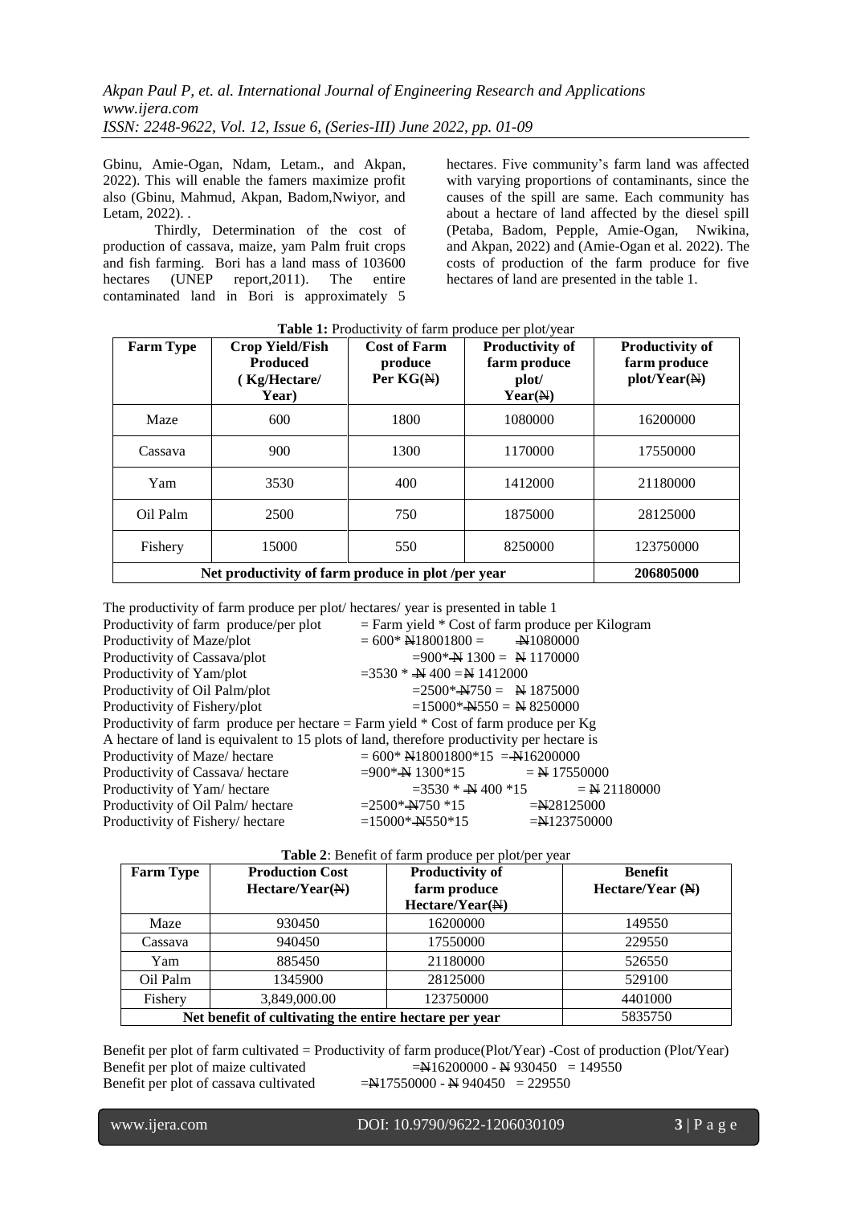Gbinu, Amie-Ogan, Ndam, Letam., and Akpan, 2022). This will enable the famers maximize profit also (Gbinu, Mahmud, Akpan, Badom,Nwiyor, and Letam, 2022). .

Thirdly, Determination of the cost of production of cassava, maize, yam Palm fruit crops and fish farming. Bori has a land mass of 103600 hectares (UNEP report,2011). The entire contaminated land in Bori is approximately 5 hectares. Five community's farm land was affected with varying proportions of contaminants, since the causes of the spill are same. Each community has about a hectare of land affected by the diesel spill (Petaba, Badom, Pepple, Amie-Ogan, Nwikina, and Akpan, 2022) and (Amie-Ogan et al. 2022). The costs of production of the farm produce for five hectares of land are presented in the table 1.

**Table 1:** Productivity of farm produce per plot/year

| Farm Type | Crop Yield/Fish Produced ( Kg/Hectare/ Year) | Cost of Farm produce Per KG(₦) | Productivity of farm produce plot/ Year(₦) | Productivity of farm produce plot/Year(₦) |
|---|---|---|---|---|
| Maze | 600 | 1800 | 1080000 | 16200000 |
| Cassava | 900 | 1300 | 1170000 | 17550000 |
| Yam | 3530 | 400 | 1412000 | 21180000 |
| Oil Palm | 2500 | 750 | 1875000 | 28125000 |
| Fishery | 15000 | 550 | 8250000 | 123750000 |
| **Net productivity of farm produce in plot /per year** | | | | **206805000** |

The productivity of farm produce per plot/ hectares/ year is presented in table 1

Productivity of farm produce/per plot = Farm yield * Cost of farm produce per Kilogram
Productivity of Maze/plot = 600* ₦18001800 = ₦1080000
Productivity of Cassava/plot =900* ₦ 1300 = ₦ 1170000
Productivity of Yam/plot =3530 * ₦ 400 =₦ 1412000
Productivity of Oil Palm/plot =2500*₦750 = ₦ 1875000
Productivity of Fishery/plot =15000*₦550 = ₦ 8250000
Productivity of farm produce per hectare = Farm yield * Cost of farm produce per Kg
A hectare of land is equivalent to 15 plots of land, therefore productivity per hectare is
Productivity of Maze/ hectare = 600* ₦18001800*15 = ₦16200000
Productivity of Cassava/ hectare =900* ₦ 1300*15 = ₦ 17550000
Productivity of Yam/ hectare =3530 * ₦ 400 *15 = ₦ 21180000
Productivity of Oil Palm/ hectare =2500*₦750 *15 =₦28125000
Productivity of Fishery/ hectare =15000*₦550*15 =₦123750000

**Table 2**: Benefit of farm produce per plot/per year

| Farm Type | Production Cost Hectare/Year(₦) | Productivity of farm produce Hectare/Year(₦) | Benefit Hectare/Year (₦) |
|---|---|---|---|
| Maze | 930450 | 16200000 | 149550 |
| Cassava | 940450 | 17550000 | 229550 |
| Yam | 885450 | 21180000 | 526550 |
| Oil Palm | 1345900 | 28125000 | 529100 |
| Fishery | 3,849,000.00 | 123750000 | 4401000 |
| **Net benefit of cultivating the entire hectare per year** | | | 5835750 |

Benefit per plot of farm cultivated = Productivity of farm produce(Plot/Year) -Cost of production (Plot/Year)
Benefit per plot of maize cultivated =₦16200000 - ₦ 930450 = 149550
Benefit per plot of cassava cultivated =₦17550000 - ₦ 940450 = 229550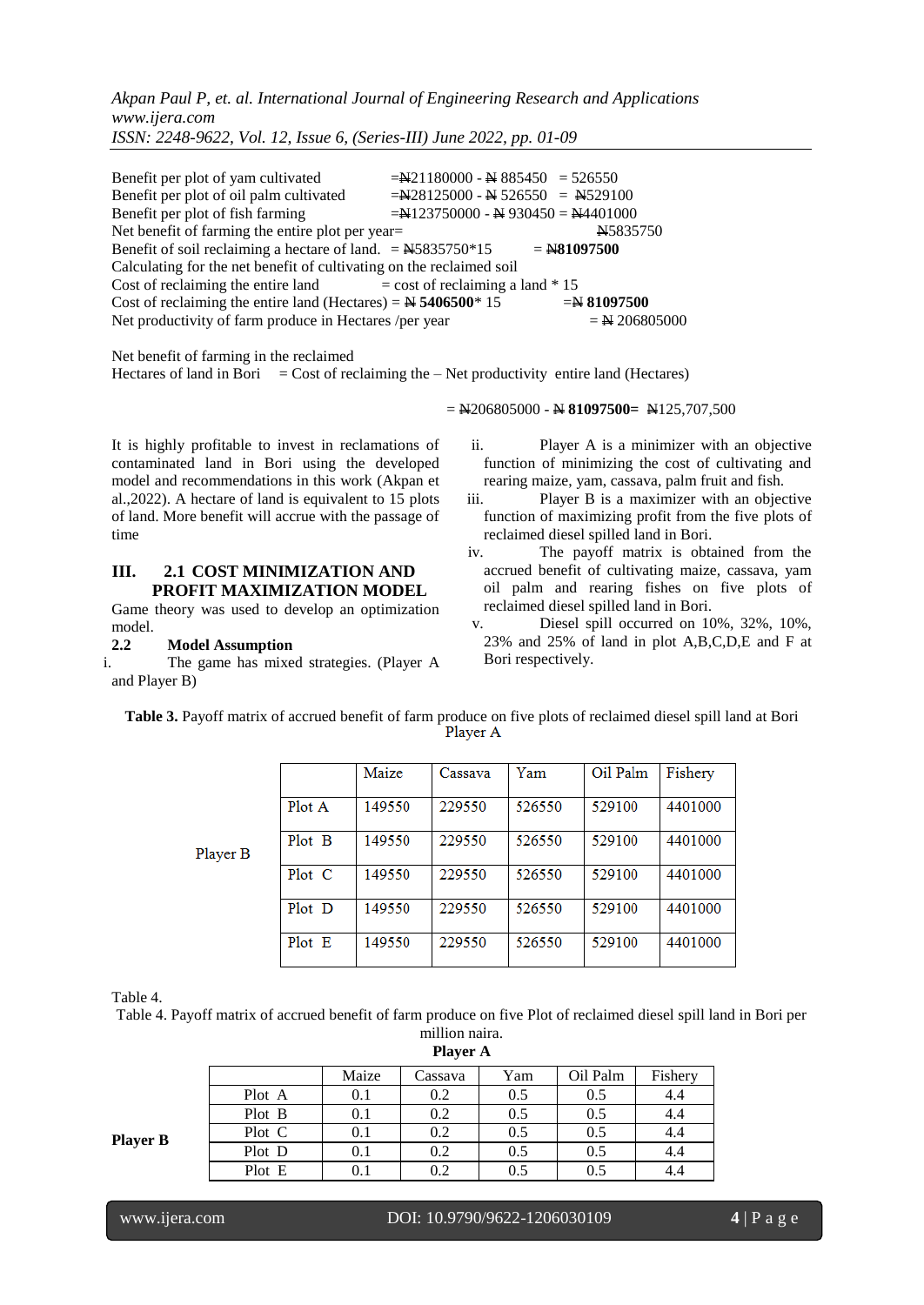Benefit per plot of yam cultivated =₦21180000 - ₦ 885450 = 526550
Benefit per plot of oil palm cultivated =₦28125000 - ₦ 526550 = ₦529100
Benefit per plot of fish farming =₦123750000 - ₦ 930450 = ₦4401000
Net benefit of farming the entire plot per year= ₦5835750
Benefit of soil reclaiming a hectare of land. = ₦5835750*15 = **₦81097500**
Calculating for the net benefit of cultivating on the reclaimed soil
Cost of reclaiming the entire land = cost of reclaiming a land * 15
Cost of reclaiming the entire land (Hectares) = **₦ 5406500*** 15 =**₦ 81097500**
Net productivity of farm produce in Hectares /per year = ₦ 206805000

Net benefit of farming in the reclaimed
Hectares of land in Bori = Cost of reclaiming the – Net productivity entire land (Hectares)

= ₦206805000 - **₦ 81097500=** ₦125,707,500

It is highly profitable to invest in reclamations of contaminated land in Bori using the developed model and recommendations in this work (Akpan et al.,2022). A hectare of land is equivalent to 15 plots of land. More benefit will accrue with the passage of time

## III. 2.1 COST MINIMIZATION AND PROFIT MAXIMIZATION MODEL

Game theory was used to develop an optimization model.

### 2.2 Model Assumption

i. The game has mixed strategies. (Player A and Player B)
ii. Player A is a minimizer with an objective function of minimizing the cost of cultivating and rearing maize, yam, cassava, palm fruit and fish.
iii. Player B is a maximizer with an objective function of maximizing profit from the five plots of reclaimed diesel spilled land in Bori.
iv. The payoff matrix is obtained from the accrued benefit of cultivating maize, cassava, yam oil palm and rearing fishes on five plots of reclaimed diesel spilled land in Bori.
v. Diesel spill occurred on 10%, 32%, 10%, 23% and 25% of land in plot A,B,C,D,E and F at Bori respectively.

**Table 3.** Payoff matrix of accrued benefit of farm produce on five plots of reclaimed diesel spill land at Bori

Player A

| Player B | | Maize | Cassava | Yam | Oil Palm | Fishery |
|---|---|---|---|---|---|---|
| | Plot A | 149550 | 229550 | 526550 | 529100 | 4401000 |
| | Plot B | 149550 | 229550 | 526550 | 529100 | 4401000 |
| | Plot C | 149550 | 229550 | 526550 | 529100 | 4401000 |
| | Plot D | 149550 | 229550 | 526550 | 529100 | 4401000 |
| | Plot E | 149550 | 229550 | 526550 | 529100 | 4401000 |

Table 4.

Table 4. Payoff matrix of accrued benefit of farm produce on five Plot of reclaimed diesel spill land in Bori per million naira.

**Player A**

| **Player B** | | Maize | Cassava | Yam | Oil Palm | Fishery |
|---|---|---|---|---|---|---|
| | Plot A | 0.1 | 0.2 | 0.5 | 0.5 | 4.4 |
| | Plot B | 0.1 | 0.2 | 0.5 | 0.5 | 4.4 |
| | Plot C | 0.1 | 0.2 | 0.5 | 0.5 | 4.4 |
| | Plot D | 0.1 | 0.2 | 0.5 | 0.5 | 4.4 |
| | Plot E | 0.1 | 0.2 | 0.5 | 0.5 | 4.4 |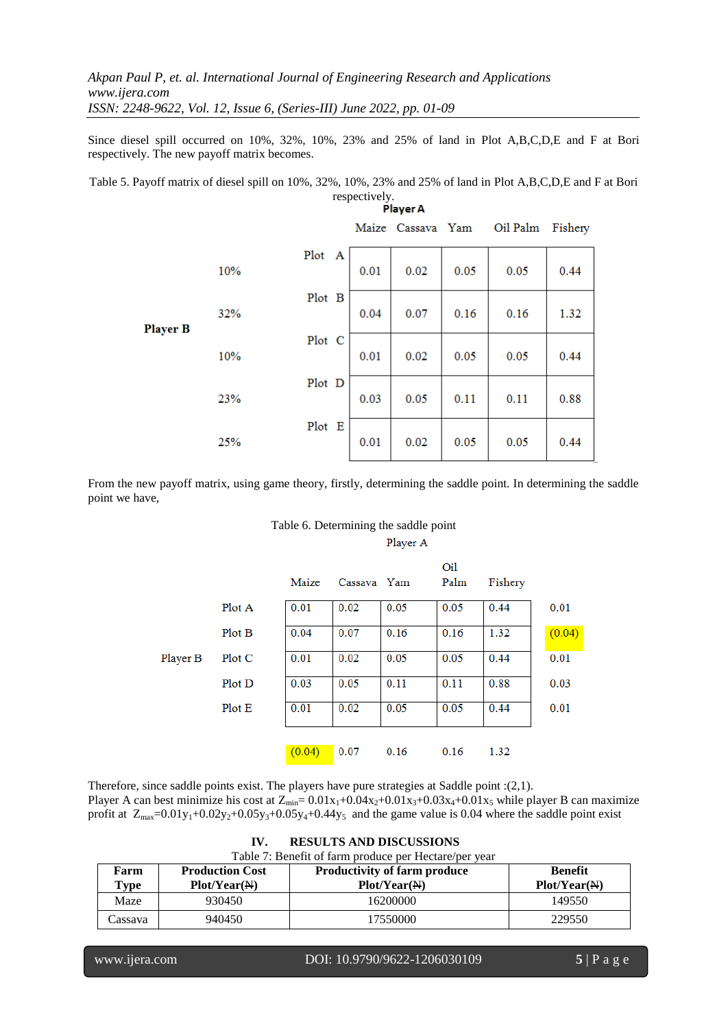Since diesel spill occurred on 10%, 32%, 10%, 23% and 25% of land in Plot A,B,C,D,E and F at Bori respectively. The new payoff matrix becomes.

Table 5. Payoff matrix of diesel spill on 10%, 32%, 10%, 23% and 25% of land in Plot A,B,C,D,E and F at Bori respectively.

| | | | **Player A** | | | | |
|---|---|---|---|---|---|---|---|
| | | | Maize | Cassava | Yam | Oil Palm | Fishery |
| **Player B** | 10% | Plot A | 0.01 | 0.02 | 0.05 | 0.05 | 0.44 |
| | 32% | Plot B | 0.04 | 0.07 | 0.16 | 0.16 | 1.32 |
| | 10% | Plot C | 0.01 | 0.02 | 0.05 | 0.05 | 0.44 |
| | 23% | Plot D | 0.03 | 0.05 | 0.11 | 0.11 | 0.88 |
| | 25% | Plot E | 0.01 | 0.02 | 0.05 | 0.05 | 0.44 |

From the new payoff matrix, using game theory, firstly, determining the saddle point. In determining the saddle point we have,

Table 6. Determining the saddle point

| | | Player A | | | | | |
|---|---|---|---|---|---|---|---|
| | | Maize | Cassava | Yam | Oil Palm | Fishery | |
| Player B | Plot A | 0.01 | 0.02 | 0.05 | 0.05 | 0.44 | 0.01 |
| | Plot B | 0.04 | 0.07 | 0.16 | 0.16 | 1.32 | (0.04) |
| | Plot C | 0.01 | 0.02 | 0.05 | 0.05 | 0.44 | 0.01 |
| | Plot D | 0.03 | 0.05 | 0.11 | 0.11 | 0.88 | 0.03 |
| | Plot E | 0.01 | 0.02 | 0.05 | 0.05 | 0.44 | 0.01 |
| | | (0.04) | 0.07 | 0.16 | 0.16 | 1.32 | |

Therefore, since saddle points exist. The players have pure strategies at Saddle point :(2,1).
Player A can best minimize his cost at $Z_{min}= 0.01x_1+0.04x_2+0.01x_3+0.03x_4+0.01x_5$ while player B can maximize profit at $Z_{max}=0.01y_1+0.02y_2+0.05y_3+0.05y_4+0.44y_5$ and the game value is 0.04 where the saddle point exist

## IV. RESULTS AND DISCUSSIONS

Table 7: Benefit of farm produce per Hectare/per year

| Farm Type | Production Cost Plot/Year(₦) | Productivity of farm produce Plot/Year(₦) | Benefit Plot/Year(₦) |
|---|---|---|---|
| Maze | 930450 | 16200000 | 149550 |
| Cassava | 940450 | 17550000 | 229550 |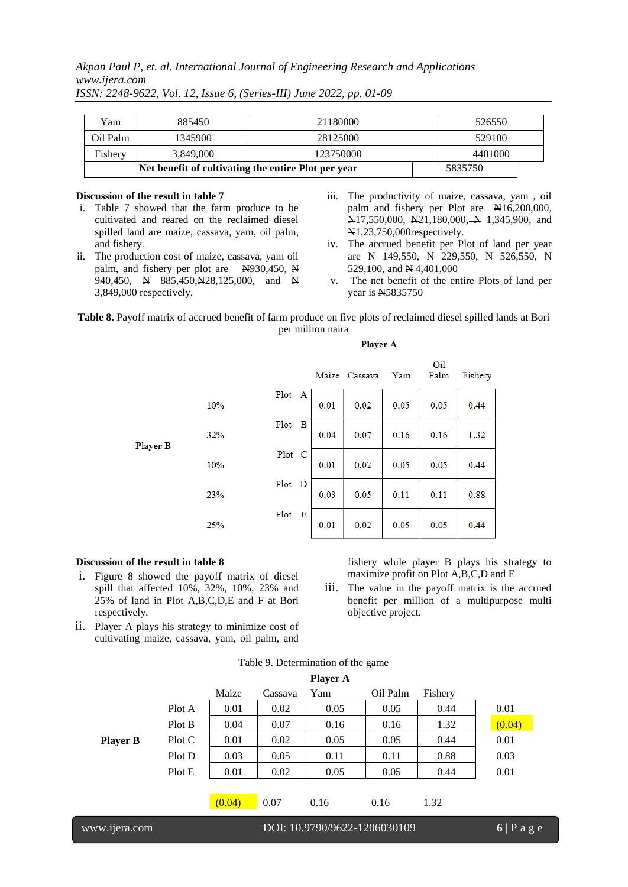| Yam | 885450 | 21180000 | 526550 |
|---|---|---|---|
| Oil Palm | 1345900 | 28125000 | 529100 |
| Fishery | 3,849,000 | 123750000 | 4401000 |
| **Net benefit of cultivating the entire Plot per year** | | | 5835750 |

**Discussion of the result in table 7**

i. Table 7 showed that the farm produce to be cultivated and reared on the reclaimed diesel spilled land are maize, cassava, yam, oil palm, and fishery.

ii. The production cost of maize, cassava, yam oil palm, and fishery per plot are ₦930,450, ₦ 940,450, ₦ 885,450,₦28,125,000, and ₦ 3,849,000 respectively.

iii. The productivity of maize, cassava, yam , oil palm and fishery per Plot are ₦16,200,000, ₦17,550,000, ₦21,180,000, ₦ 1,345,900, and ₦1,23,750,000respectively.

iv. The accrued benefit per Plot of land per year are ₦ 149,550, ₦ 229,550, ₦ 526,550, ₦ 529,100, and ₦ 4,401,000

v. The net benefit of the entire Plots of land per year is ₦5835750

**Table 8.** Payoff matrix of accrued benefit of farm produce on five plots of reclaimed diesel spilled lands at Bori per million naira

| | | | Player A | | | | |
|---|---|---|---|---|---|---|---|
| | | | Maize | Cassava | Yam | Oil Palm | Fishery |
| Player B | 10% | Plot A | 0.01 | 0.02 | 0.05 | 0.05 | 0.44 |
| | 32% | Plot B | 0.04 | 0.07 | 0.16 | 0.16 | 1.32 |
| | 10% | Plot C | 0.01 | 0.02 | 0.05 | 0.05 | 0.44 |
| | 23% | Plot D | 0.03 | 0.05 | 0.11 | 0.11 | 0.88 |
| | 25% | Plot E | 0.01 | 0.02 | 0.05 | 0.05 | 0.44 |

**Discussion of the result in table 8**

i. Figure 8 showed the payoff matrix of diesel spill that affected 10%, 32%, 10%, 23% and 25% of land in Plot A,B,C,D,E and F at Bori respectively.

ii. Player A plays his strategy to minimize cost of cultivating maize, cassava, yam, oil palm, and fishery while player B plays his strategy to maximize profit on Plot A,B,C,D and E

iii. The value in the payoff matrix is the accrued benefit per million of a multipurpose multi objective project.

Table 9. Determination of the game

| | | Player A | | | | | |
|---|---|---|---|---|---|---|---|
| | | Maize | Cassava | Yam | Oil Palm | Fishery | |
| Player B | Plot A | 0.01 | 0.02 | 0.05 | 0.05 | 0.44 | 0.01 |
| | Plot B | 0.04 | 0.07 | 0.16 | 0.16 | 1.32 | (0.04) |
| | Plot C | 0.01 | 0.02 | 0.05 | 0.05 | 0.44 | 0.01 |
| | Plot D | 0.03 | 0.05 | 0.11 | 0.11 | 0.88 | 0.03 |
| | Plot E | 0.01 | 0.02 | 0.05 | 0.05 | 0.44 | 0.01 |
| | | (0.04) | 0.07 | 0.16 | 0.16 | 1.32 | |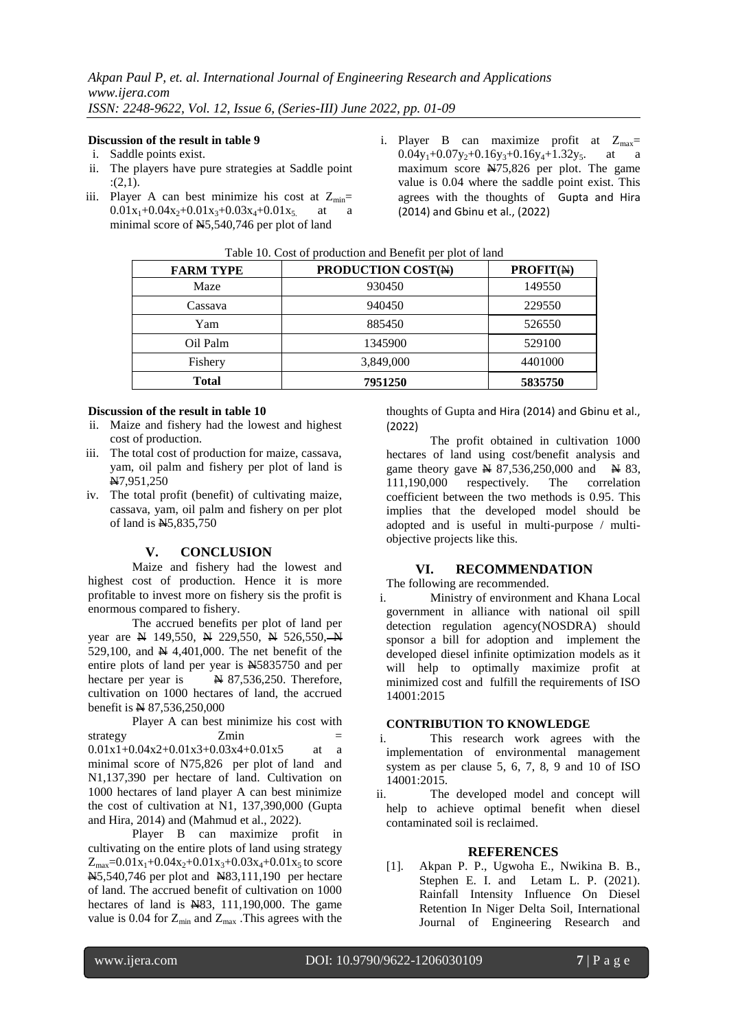**Discussion of the result in table 9**

i. Saddle points exist.
ii. The players have pure strategies at Saddle point :(2,1).
iii. Player A can best minimize his cost at $Z_{min} = 0.01x_1+0.04x_2+0.01x_3+0.03x_4+0.01x_5$ at a minimal score of ₦5,540,746 per plot of land

i. Player B can maximize profit at $Z_{max} = 0.04y_1+0.07y_2+0.16y_3+0.16y_4+1.32y_5$. at a maximum score ₦75,826 per plot. The game value is 0.04 where the saddle point exist. This agrees with the thoughts of Gupta and Hira (2014) and Gbinu et al., (2022)

Table 10. Cost of production and Benefit per plot of land

| FARM TYPE | PRODUCTION COST(₦) | PROFIT(₦) |
|---|---|---|
| Maze | 930450 | 149550 |
| Cassava | 940450 | 229550 |
| Yam | 885450 | 526550 |
| Oil Palm | 1345900 | 529100 |
| Fishery | 3,849,000 | 4401000 |
| **Total** | **7951250** | **5835750** |

**Discussion of the result in table 10**

ii. Maize and fishery had the lowest and highest cost of production.
iii. The total cost of production for maize, cassava, yam, oil palm and fishery per plot of land is ₦7,951,250
iv. The total profit (benefit) of cultivating maize, cassava, yam, oil palm and fishery on per plot of land is ₦5,835,750

## V. CONCLUSION

Maize and fishery had the lowest and highest cost of production. Hence it is more profitable to invest more on fishery sis the profit is enormous compared to fishery.

The accrued benefits per plot of land per year are ₦ 149,550, ₦ 229,550, ₦ 526,550, ₦ 529,100, and ₦ 4,401,000. The net benefit of the entire plots of land per year is ₦5835750 and per hectare per year is ₦ 87,536,250. Therefore, cultivation on 1000 hectares of land, the accrued benefit is ₦ 87,536,250,000

Player A can best minimize his cost with strategy Zmin = 0.01x1+0.04x2+0.01x3+0.03x4+0.01x5 at a minimal score of N75,826 per plot of land and N1,137,390 per hectare of land. Cultivation on 1000 hectares of land player A can best minimize the cost of cultivation at N1, 137,390,000 (Gupta and Hira, 2014) and (Mahmud et al., 2022).

Player B can maximize profit in cultivating on the entire plots of land using strategy $Z_{max}=0.01x_1+0.04x_2+0.01x_3+0.03x_4+0.01x_5$ to score ₦5,540,746 per plot and ₦83,111,190 per hectare of land. The accrued benefit of cultivation on 1000 hectares of land is ₦83, 111,190,000. The game value is 0.04 for $Z_{min}$ and $Z_{max}$ .This agrees with the thoughts of Gupta and Hira (2014) and Gbinu et al., (2022)

The profit obtained in cultivation 1000 hectares of land using cost/benefit analysis and game theory gave ₦ 87,536,250,000 and ₦ 83, 111,190,000 respectively. The correlation coefficient between the two methods is 0.95. This implies that the developed model should be adopted and is useful in multi-purpose / multi-objective projects like this.

## VI. RECOMMENDATION

The following are recommended.

i. Ministry of environment and Khana Local government in alliance with national oil spill detection regulation agency(NOSDRA) should sponsor a bill for adoption and implement the developed diesel infinite optimization models as it will help to optimally maximize profit at minimized cost and fulfill the requirements of ISO 14001:2015

### CONTRIBUTION TO KNOWLEDGE

i. This research work agrees with the implementation of environmental management system as per clause 5, 6, 7, 8, 9 and 10 of ISO 14001:2015.
ii. The developed model and concept will help to achieve optimal benefit when diesel contaminated soil is reclaimed.

## REFERENCES

[1]. Akpan P. P., Ugwoha E., Nwikina B. B., Stephen E. I. and Letam L. P. (2021). Rainfall Intensity Influence On Diesel Retention In Niger Delta Soil, International Journal of Engineering Research and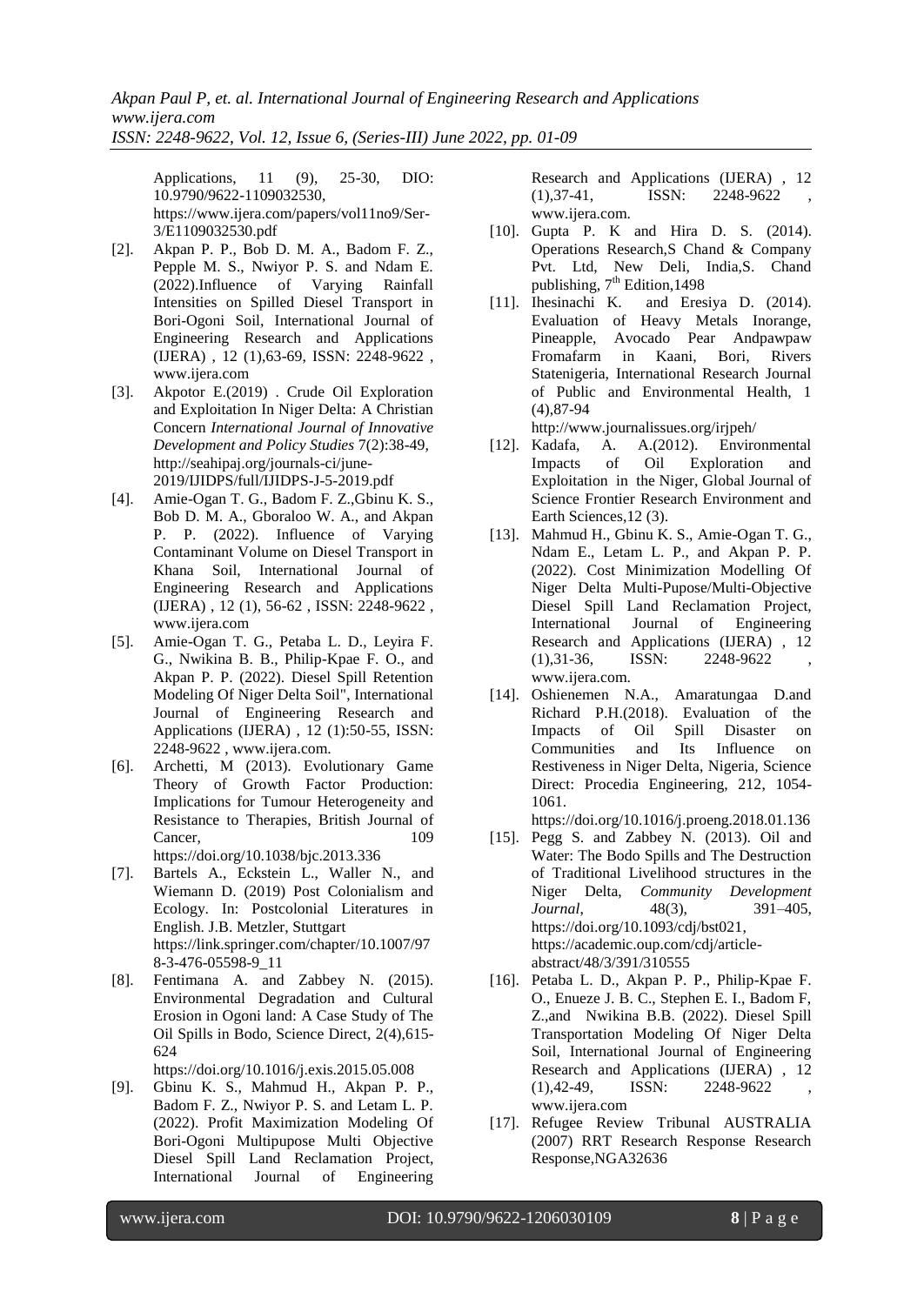Applications, 11 (9), 25-30, DIO: 10.9790/9622-1109032530, https://www.ijera.com/papers/vol11no9/Ser-3/E1109032530.pdf

[2]. Akpan P. P., Bob D. M. A., Badom F. Z., Pepple M. S., Nwiyor P. S. and Ndam E. (2022).Influence of Varying Rainfall Intensities on Spilled Diesel Transport in Bori-Ogoni Soil, International Journal of Engineering Research and Applications (IJERA) , 12 (1),63-69, ISSN: 2248-9622 , www.ijera.com

[3]. Akpotor E.(2019) . Crude Oil Exploration and Exploitation In Niger Delta: A Christian Concern *International Journal of Innovative Development and Policy Studies* 7(2):38-49, http://seahipaj.org/journals-ci/june-2019/IJIDPS/full/IJIDPS-J-5-2019.pdf

[4]. Amie-Ogan T. G., Badom F. Z.,Gbinu K. S., Bob D. M. A., Gboraloo W. A., and Akpan P. P. (2022). Influence of Varying Contaminant Volume on Diesel Transport in Khana Soil, International Journal of Engineering Research and Applications (IJERA) , 12 (1), 56-62 , ISSN: 2248-9622 , www.ijera.com

[5]. Amie-Ogan T. G., Petaba L. D., Leyira F. G., Nwikina B. B., Philip-Kpae F. O., and Akpan P. P. (2022). Diesel Spill Retention Modeling Of Niger Delta Soil", International Journal of Engineering Research and Applications (IJERA) , 12 (1):50-55, ISSN: 2248-9622 , www.ijera.com.

[6]. Archetti, M (2013). Evolutionary Game Theory of Growth Factor Production: Implications for Tumour Heterogeneity and Resistance to Therapies, British Journal of Cancer, 109 https://doi.org/10.1038/bjc.2013.336

[7]. Bartels A., Eckstein L., Waller N., and Wiemann D. (2019) Post Colonialism and Ecology. In: Postcolonial Literatures in English. J.B. Metzler, Stuttgart https://link.springer.com/chapter/10.1007/978-3-476-05598-9_11

[8]. Fentimana A. and Zabbey N. (2015). Environmental Degradation and Cultural Erosion in Ogoni land: A Case Study of The Oil Spills in Bodo, Science Direct, 2(4),615-624 https://doi.org/10.1016/j.exis.2015.05.008

[9]. Gbinu K. S., Mahmud H., Akpan P. P., Badom F. Z., Nwiyor P. S. and Letam L. P. (2022). Profit Maximization Modeling Of Bori-Ogoni Multipupose Multi Objective Diesel Spill Land Reclamation Project, International Journal of Engineering Research and Applications (IJERA) , 12 (1),37-41, ISSN: 2248-9622 , www.ijera.com.

[10]. Gupta P. K and Hira D. S. (2014). Operations Research,S Chand & Company Pvt. Ltd, New Deli, India,S. Chand publishing, 7th Edition,1498

[11]. Ihesinachi K. and Eresiya D. (2014). Evaluation of Heavy Metals Inorange, Pineapple, Avocado Pear Andpawpaw Fromafarm in Kaani, Bori, Rivers Statenigeria, International Research Journal of Public and Environmental Health, 1 (4),87-94 http://www.journalissues.org/irjpeh/

[12]. Kadafa, A. A.(2012). Environmental Impacts of Oil Exploration and Exploitation in the Niger, Global Journal of Science Frontier Research Environment and Earth Sciences,12 (3).

[13]. Mahmud H., Gbinu K. S., Amie-Ogan T. G., Ndam E., Letam L. P., and Akpan P. P. (2022). Cost Minimization Modelling Of Niger Delta Multi-Pupose/Multi-Objective Diesel Spill Land Reclamation Project, International Journal of Engineering Research and Applications (IJERA) , 12 (1),31-36, ISSN: 2248-9622 , www.ijera.com.

[14]. Oshienemen N.A., Amaratungaa D.and Richard P.H.(2018). Evaluation of the Impacts of Oil Spill Disaster on Communities and Its Influence on Restiveness in Niger Delta, Nigeria, Science Direct: Procedia Engineering, 212, 1054-1061. https://doi.org/10.1016/j.proeng.2018.01.136

[15]. Pegg S. and Zabbey N. (2013). Oil and Water: The Bodo Spills and The Destruction of Traditional Livelihood structures in the Niger Delta, *Community Development Journal*, 48(3), 391–405, https://doi.org/10.1093/cdj/bst021, https://academic.oup.com/cdj/article-abstract/48/3/391/310555

[16]. Petaba L. D., Akpan P. P., Philip-Kpae F. O., Enueze J. B. C., Stephen E. I., Badom F, Z.,and Nwikina B.B. (2022). Diesel Spill Transportation Modeling Of Niger Delta Soil, International Journal of Engineering Research and Applications (IJERA) , 12 (1),42-49, ISSN: 2248-9622 , www.ijera.com

[17]. Refugee Review Tribunal AUSTRALIA (2007) RRT Research Response Research Response,NGA32636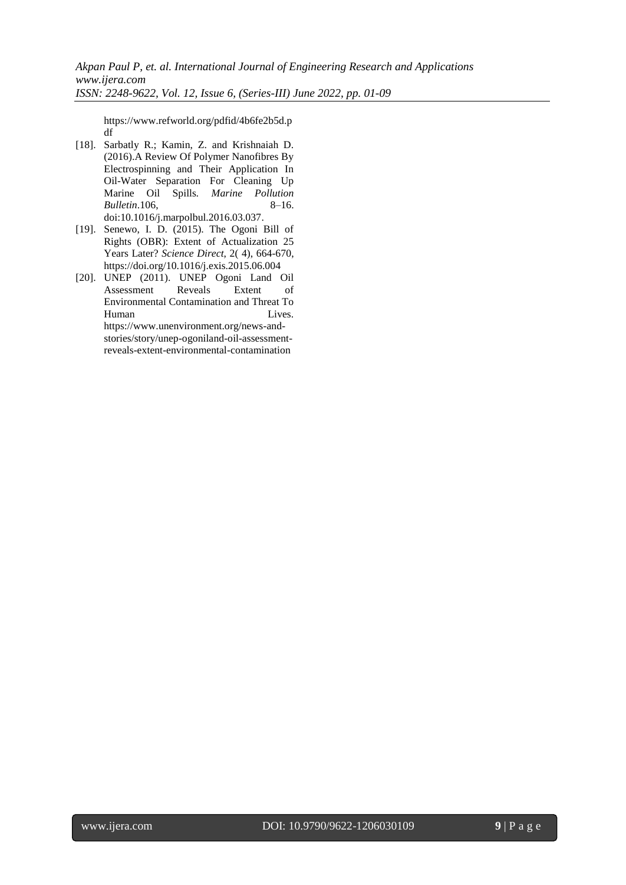https://www.refworld.org/pdfid/4b6fe2b5d.pdf

[18]. Sarbatly R.; Kamin, Z. and Krishnaiah D. (2016).A Review Of Polymer Nanofibres By Electrospinning and Their Application In Oil-Water Separation For Cleaning Up Marine Oil Spills. *Marine Pollution Bulletin*.106, 8–16. doi:10.1016/j.marpolbul.2016.03.037.

[19]. Senewo, I. D. (2015). The Ogoni Bill of Rights (OBR): Extent of Actualization 25 Years Later? *Science Direct*, 2( 4), 664-670, https://doi.org/10.1016/j.exis.2015.06.004

[20]. UNEP (2011). UNEP Ogoni Land Oil Assessment Reveals Extent of Environmental Contamination and Threat To Human Lives. https://www.unenvironment.org/news-and-stories/story/unep-ogoniland-oil-assessment-reveals-extent-environmental-contamination